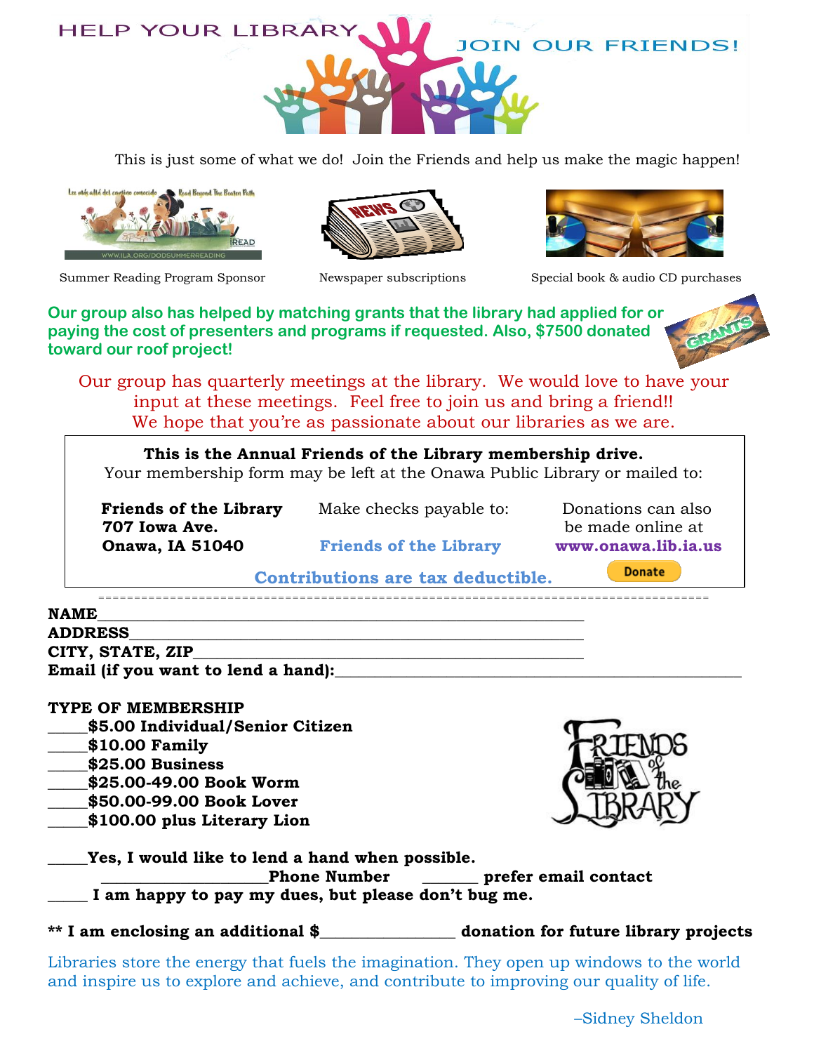# HELP YOUR LIBRARY

## JOIN OUR FRIENDS!

This is just some of what we do! Join the Friends and help us make the magic happen!

Summer Reading Program Sponsor

Newspaper subscriptions

Special book & audio CD purchases

**Our group also has helped by matching grants that the library had applied for or paying the cost of presenters and programs if requested. Also, $7500 donated toward our roof project!**

Our group has quarterly meetings at the library. We would love to have your input at these meetings. Feel free to join us and bring a friend!!
We hope that you're as passionate about our libraries as we are.

**This is the Annual Friends of the Library membership drive.**
Your membership form may be left at the Onawa Public Library or mailed to:

**Friends of the Library**
**707 Iowa Ave.**
**Onawa, IA 51040**

Make checks payable to:
**Friends of the Library**

Donations can also be made online at
**www.onawa.lib.ia.us**

Donate

**Contributions are tax deductible.**

---

**NAME**\_\_\_\_\_\_\_\_\_\_\_\_\_\_\_\_\_\_\_\_\_\_\_\_\_\_\_\_\_\_\_\_\_\_\_\_\_\_\_\_\_\_\_\_\_\_
**ADDRESS**\_\_\_\_\_\_\_\_\_\_\_\_\_\_\_\_\_\_\_\_\_\_\_\_\_\_\_\_\_\_\_\_\_\_\_\_\_\_\_\_\_\_
**CITY, STATE, ZIP**\_\_\_\_\_\_\_\_\_\_\_\_\_\_\_\_\_\_\_\_\_\_\_\_\_\_\_\_\_\_\_\_\_\_\_\_
**Email (if you want to lend a hand):**\_\_\_\_\_\_\_\_\_\_\_\_\_\_\_\_\_\_\_\_\_\_\_\_\_\_\_\_\_\_\_\_\_\_

**TYPE OF MEMBERSHIP**
\_\_\_\_\_**$5.00 Individual/Senior Citizen**
\_\_\_\_\_**$10.00 Family**
\_\_\_\_\_**$25.00 Business**
\_\_\_\_\_**$25.00-49.00 Book Worm**
\_\_\_\_\_**$50.00-99.00 Book Lover**
\_\_\_\_\_**$100.00 plus Literary Lion**

FRIENDS of the LIBRARY

\_\_\_\_\_**Yes, I would like to lend a hand when possible.**
\_\_\_\_\_\_\_\_\_\_\_\_\_\_\_\_\_\_\_\_**Phone Number** \_\_\_\_\_\_\_ **prefer email contact**
\_\_\_\_\_ **I am happy to pay my dues, but please don't bug me.**

**\*\* I am enclosing an additional $**\_\_\_\_\_\_\_\_\_\_\_\_\_\_\_\_ **donation for future library projects**

Libraries store the energy that fuels the imagination. They open up windows to the world and inspire us to explore and achieve, and contribute to improving our quality of life.

–Sidney Sheldon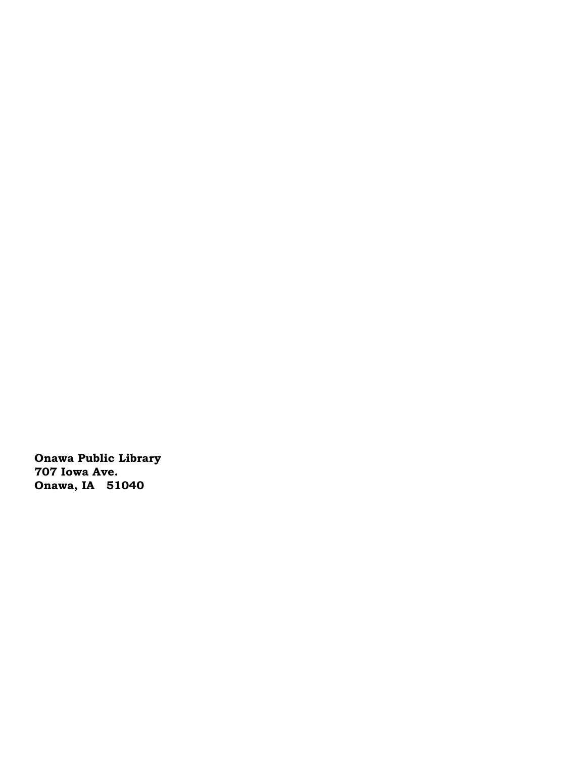**Onawa Public Library**
**707 Iowa Ave.**
**Onawa, IA 51040**